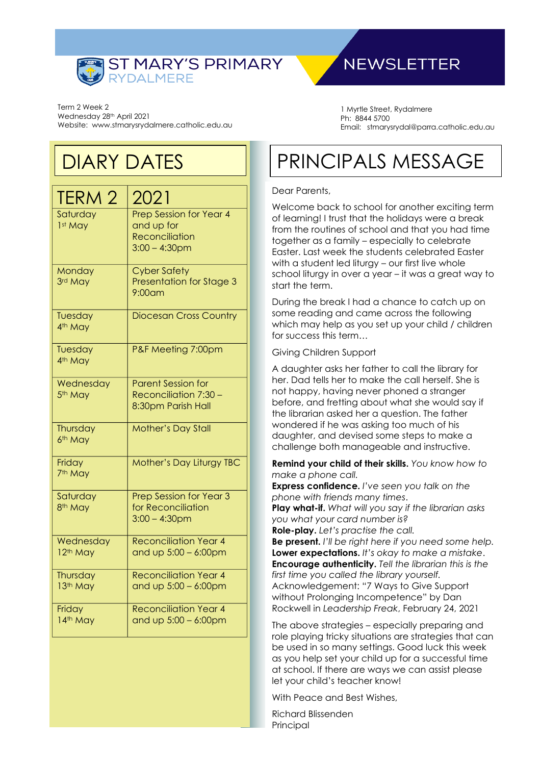# ST MARY'S PRIMARY RYDALMERE

# NEWSLETTER

Term 2 Week 2
Wednesday 28th April 2021
Website: www.stmarysrydalmere.catholic.edu.au

1 Myrtle Street, Rydalmere
Ph: 8844 5700
Email: stmarysrydal@parra.catholic.edu.au

## DIARY DATES

| TERM 2 | 2021 |
|---|---|
| Saturday 1st May | Prep Session for Year 4 and up for Reconciliation 3:00 – 4:30pm |
| Monday 3rd May | Cyber Safety Presentation for Stage 3 9:00am |
| Tuesday 4th May | Diocesan Cross Country |
| Tuesday 4th May | P&F Meeting 7:00pm |
| Wednesday 5th May | Parent Session for Reconciliation 7:30 – 8:30pm Parish Hall |
| Thursday 6th May | Mother's Day Stall |
| Friday 7th May | Mother's Day Liturgy TBC |
| Saturday 8th May | Prep Session for Year 3 for Reconciliation 3:00 – 4:30pm |
| Wednesday 12th May | Reconciliation Year 4 and up 5:00 – 6:00pm |
| Thursday 13th May | Reconciliation Year 4 and up 5:00 – 6:00pm |
| Friday 14th May | Reconciliation Year 4 and up 5:00 – 6:00pm |

## PRINCIPALS MESSAGE

Dear Parents,

Welcome back to school for another exciting term of learning! I trust that the holidays were a break from the routines of school and that you had time together as a family – especially to celebrate Easter. Last week the students celebrated Easter with a student led liturgy – our first live whole school liturgy in over a year – it was a great way to start the term.

During the break I had a chance to catch up on some reading and came across the following which may help as you set up your child / children for success this term…

Giving Children Support

A daughter asks her father to call the library for her. Dad tells her to make the call herself. She is not happy, having never phoned a stranger before, and fretting about what she would say if the librarian asked her a question. The father wondered if he was asking too much of his daughter, and devised some steps to make a challenge both manageable and instructive.

**Remind your child of their skills.** *You know how to make a phone call.*
**Express confidence.** *I've seen you talk on the phone with friends many times.*
**Play what-if.** *What will you say if the librarian asks you what your card number is?*
**Role-play.** *Let's practise the call.*
**Be present.** *I'll be right here if you need some help.*
**Lower expectations.** *It's okay to make a mistake.*
**Encourage authenticity.** *Tell the librarian this is the first time you called the library yourself.*
Acknowledgement: "7 Ways to Give Support without Prolonging Incompetence" by Dan Rockwell in *Leadership Freak*, February 24, 2021

The above strategies – especially preparing and role playing tricky situations are strategies that can be used in so many settings. Good luck this week as you help set your child up for a successful time at school. If there are ways we can assist please let your child's teacher know!

With Peace and Best Wishes,

Richard Blissenden
Principal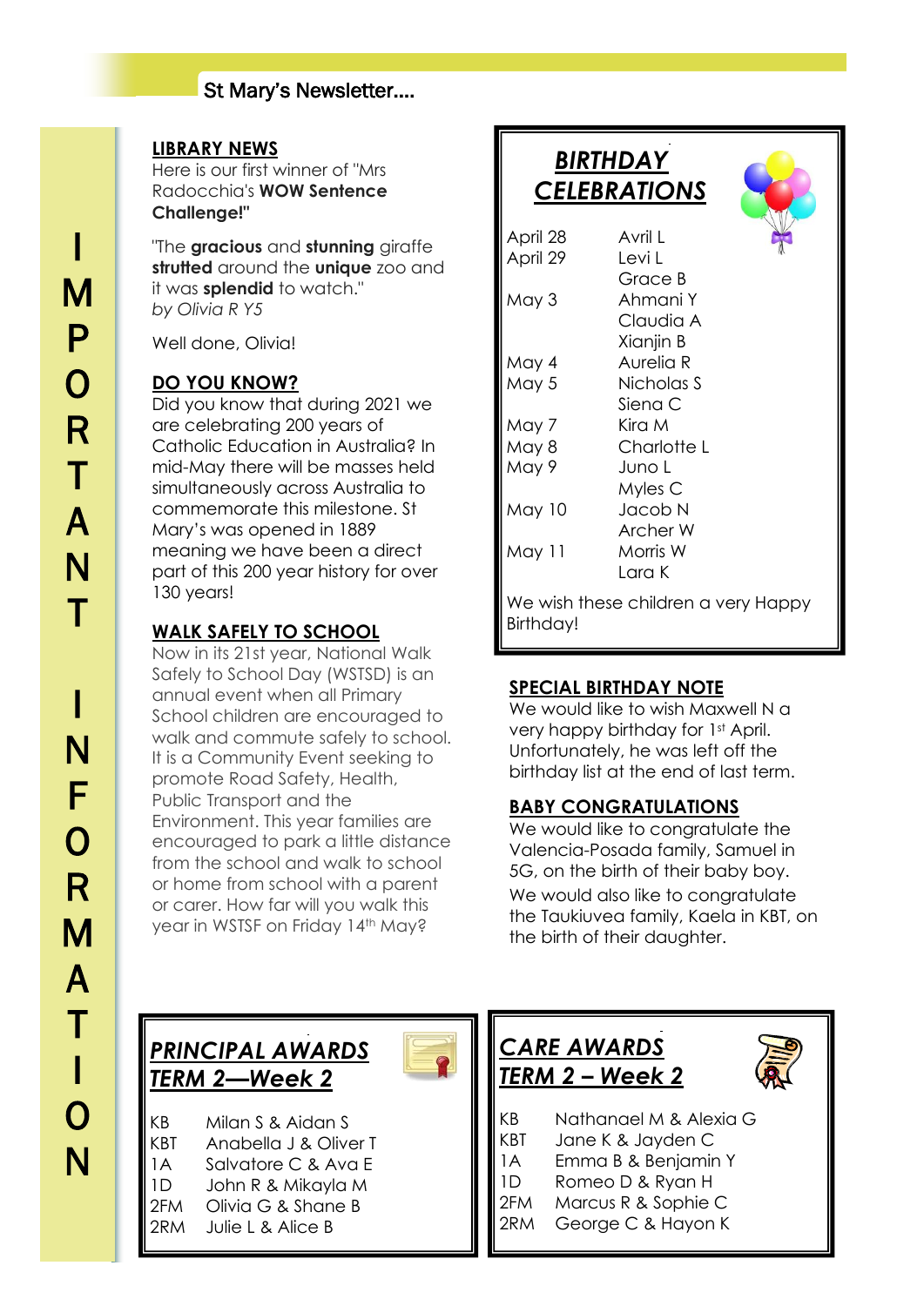# IMPORTANT INFORMATION

## LIBRARY NEWS

Here is our first winner of "Mrs Radocchia's **WOW Sentence Challenge!"**

"The **gracious** and **stunning** giraffe **strutted** around the **unique** zoo and it was **splendid** to watch."
*by Olivia R Y5*

Well done, Olivia!

## DO YOU KNOW?

Did you know that during 2021 we are celebrating 200 years of Catholic Education in Australia? In mid-May there will be masses held simultaneously across Australia to commemorate this milestone. St Mary's was opened in 1889 meaning we have been a direct part of this 200 year history for over 130 years!

## WALK SAFELY TO SCHOOL

Now in its 21st year, National Walk Safely to School Day (WSTSD) is an annual event when all Primary School children are encouraged to walk and commute safely to school. It is a Community Event seeking to promote Road Safety, Health, Public Transport and the Environment. This year families are encouraged to park a little distance from the school and walk to school or home from school with a parent or carer. How far will you walk this year in WSTSF on Friday 14th May?

## BIRTHDAY CELEBRATIONS

| Date | Name |
|---|---|
| April 28 | Avril L |
| April 29 | Levi L |
| | Grace B |
| May 3 | Ahmani Y |
| | Claudia A |
| | Xianjin B |
| May 4 | Aurelia R |
| May 5 | Nicholas S |
| | Siena C |
| May 7 | Kira M |
| May 8 | Charlotte L |
| May 9 | Juno L |
| | Myles C |
| May 10 | Jacob N |
| | Archer W |
| May 11 | Morris W |
| | Lara K |

We wish these children a very Happy Birthday!

## SPECIAL BIRTHDAY NOTE

We would like to wish Maxwell N a very happy birthday for 1st April. Unfortunately, he was left off the birthday list at the end of last term.

## BABY CONGRATULATIONS

We would like to congratulate the Valencia-Posada family, Samuel in 5G, on the birth of their baby boy.

We would also like to congratulate the Taukiuvea family, Kaela in KBT, on the birth of their daughter.

## PRINCIPAL AWARDS TERM 2—Week 2

| Class | Students |
|---|---|
| KB | Milan S & Aidan S |
| KBT | Anabella J & Oliver T |
| 1A | Salvatore C & Ava E |
| 1D | John R & Mikayla M |
| 2FM | Olivia G & Shane B |
| 2RM | Julie L & Alice B |

## CARE AWARDS TERM 2 – Week 2

| Class | Students |
|---|---|
| KB | Nathanael M & Alexia G |
| KBT | Jane K & Jayden C |
| 1A | Emma B & Benjamin Y |
| 1D | Romeo D & Ryan H |
| 2FM | Marcus R & Sophie C |
| 2RM | George C & Hayon K |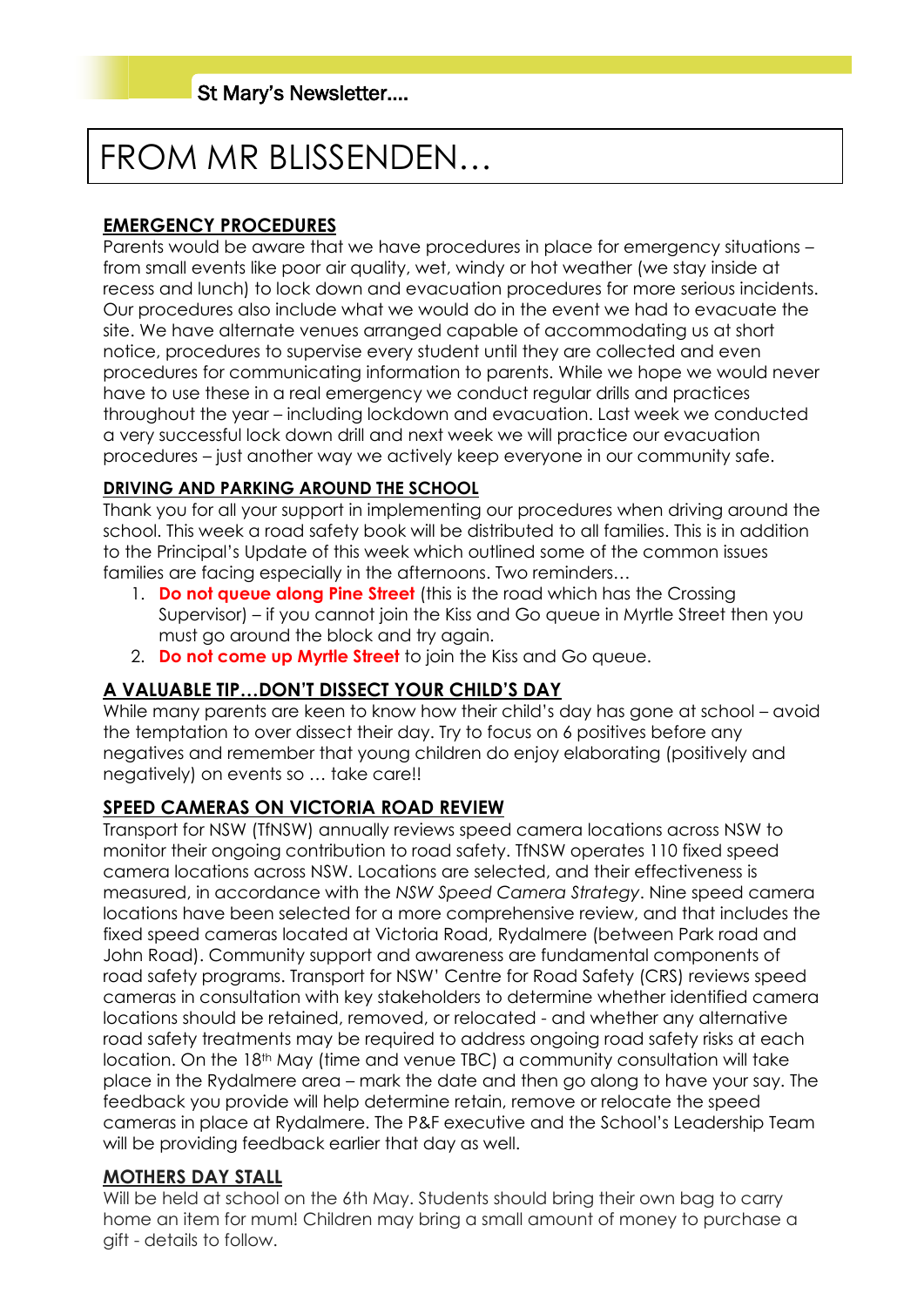# FROM MR BLISSENDEN…

## EMERGENCY PROCEDURES

Parents would be aware that we have procedures in place for emergency situations – from small events like poor air quality, wet, windy or hot weather (we stay inside at recess and lunch) to lock down and evacuation procedures for more serious incidents. Our procedures also include what we would do in the event we had to evacuate the site. We have alternate venues arranged capable of accommodating us at short notice, procedures to supervise every student until they are collected and even procedures for communicating information to parents. While we hope we would never have to use these in a real emergency we conduct regular drills and practices throughout the year – including lockdown and evacuation. Last week we conducted a very successful lock down drill and next week we will practice our evacuation procedures – just another way we actively keep everyone in our community safe.

### DRIVING AND PARKING AROUND THE SCHOOL

Thank you for all your support in implementing our procedures when driving around the school. This week a road safety book will be distributed to all families. This is in addition to the Principal's Update of this week which outlined some of the common issues families are facing especially in the afternoons. Two reminders…

1. **Do not queue along Pine Street** (this is the road which has the Crossing Supervisor) – if you cannot join the Kiss and Go queue in Myrtle Street then you must go around the block and try again.
2. **Do not come up Myrtle Street** to join the Kiss and Go queue.

## A VALUABLE TIP…DON'T DISSECT YOUR CHILD'S DAY

While many parents are keen to know how their child's day has gone at school – avoid the temptation to over dissect their day. Try to focus on 6 positives before any negatives and remember that young children do enjoy elaborating (positively and negatively) on events so … take care!!

## SPEED CAMERAS ON VICTORIA ROAD REVIEW

Transport for NSW (TfNSW) annually reviews speed camera locations across NSW to monitor their ongoing contribution to road safety. TfNSW operates 110 fixed speed camera locations across NSW. Locations are selected, and their effectiveness is measured, in accordance with the *NSW Speed Camera Strategy*. Nine speed camera locations have been selected for a more comprehensive review, and that includes the fixed speed cameras located at Victoria Road, Rydalmere (between Park road and John Road). Community support and awareness are fundamental components of road safety programs. Transport for NSW' Centre for Road Safety (CRS) reviews speed cameras in consultation with key stakeholders to determine whether identified camera locations should be retained, removed, or relocated - and whether any alternative road safety treatments may be required to address ongoing road safety risks at each location. On the 18th May (time and venue TBC) a community consultation will take place in the Rydalmere area – mark the date and then go along to have your say. The feedback you provide will help determine retain, remove or relocate the speed cameras in place at Rydalmere. The P&F executive and the School's Leadership Team will be providing feedback earlier that day as well.

## MOTHERS DAY STALL

Will be held at school on the 6th May. Students should bring their own bag to carry home an item for mum! Children may bring a small amount of money to purchase a gift - details to follow.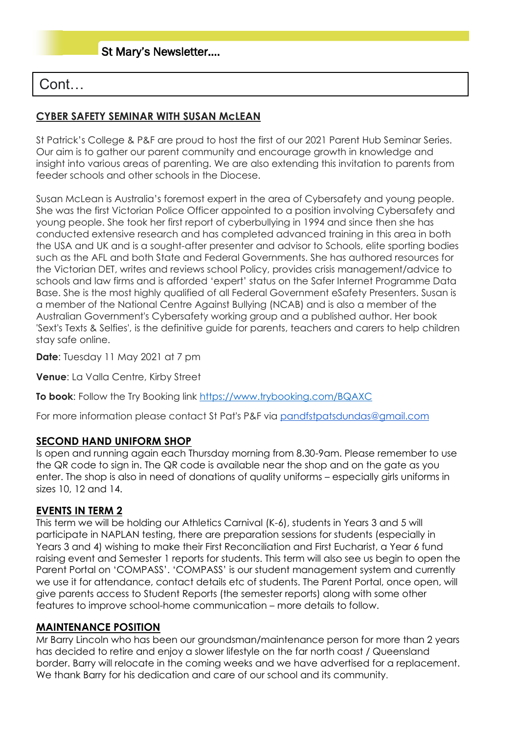Cont…

## CYBER SAFETY SEMINAR WITH SUSAN McLEAN

St Patrick's College & P&F are proud to host the first of our 2021 Parent Hub Seminar Series. Our aim is to gather our parent community and encourage growth in knowledge and insight into various areas of parenting. We are also extending this invitation to parents from feeder schools and other schools in the Diocese.

Susan McLean is Australia's foremost expert in the area of Cybersafety and young people. She was the first Victorian Police Officer appointed to a position involving Cybersafety and young people. She took her first report of cyberbullying in 1994 and since then she has conducted extensive research and has completed advanced training in this area in both the USA and UK and is a sought-after presenter and advisor to Schools, elite sporting bodies such as the AFL and both State and Federal Governments. She has authored resources for the Victorian DET, writes and reviews school Policy, provides crisis management/advice to schools and law firms and is afforded 'expert' status on the Safer Internet Programme Data Base. She is the most highly qualified of all Federal Government eSafety Presenters. Susan is a member of the National Centre Against Bullying (NCAB) and is also a member of the Australian Government's Cybersafety working group and a published author. Her book 'Sext's Texts & Selfies', is the definitive guide for parents, teachers and carers to help children stay safe online.

**Date**: Tuesday 11 May 2021 at 7 pm

**Venue**: La Valla Centre, Kirby Street

**To book**: Follow the Try Booking link https://www.trybooking.com/BQAXC

For more information please contact St Pat's P&F via pandfstpatsdundas@gmail.com

## SECOND HAND UNIFORM SHOP

Is open and running again each Thursday morning from 8.30-9am. Please remember to use the QR code to sign in. The QR code is available near the shop and on the gate as you enter. The shop is also in need of donations of quality uniforms – especially girls uniforms in sizes 10, 12 and 14.

## EVENTS IN TERM 2

This term we will be holding our Athletics Carnival (K-6), students in Years 3 and 5 will participate in NAPLAN testing, there are preparation sessions for students (especially in Years 3 and 4) wishing to make their First Reconciliation and First Eucharist, a Year 6 fund raising event and Semester 1 reports for students. This term will also see us begin to open the Parent Portal on 'COMPASS'. 'COMPASS' is our student management system and currently we use it for attendance, contact details etc of students. The Parent Portal, once open, will give parents access to Student Reports (the semester reports) along with some other features to improve school-home communication – more details to follow.

## MAINTENANCE POSITION

Mr Barry Lincoln who has been our groundsman/maintenance person for more than 2 years has decided to retire and enjoy a slower lifestyle on the far north coast / Queensland border. Barry will relocate in the coming weeks and we have advertised for a replacement. We thank Barry for his dedication and care of our school and its community.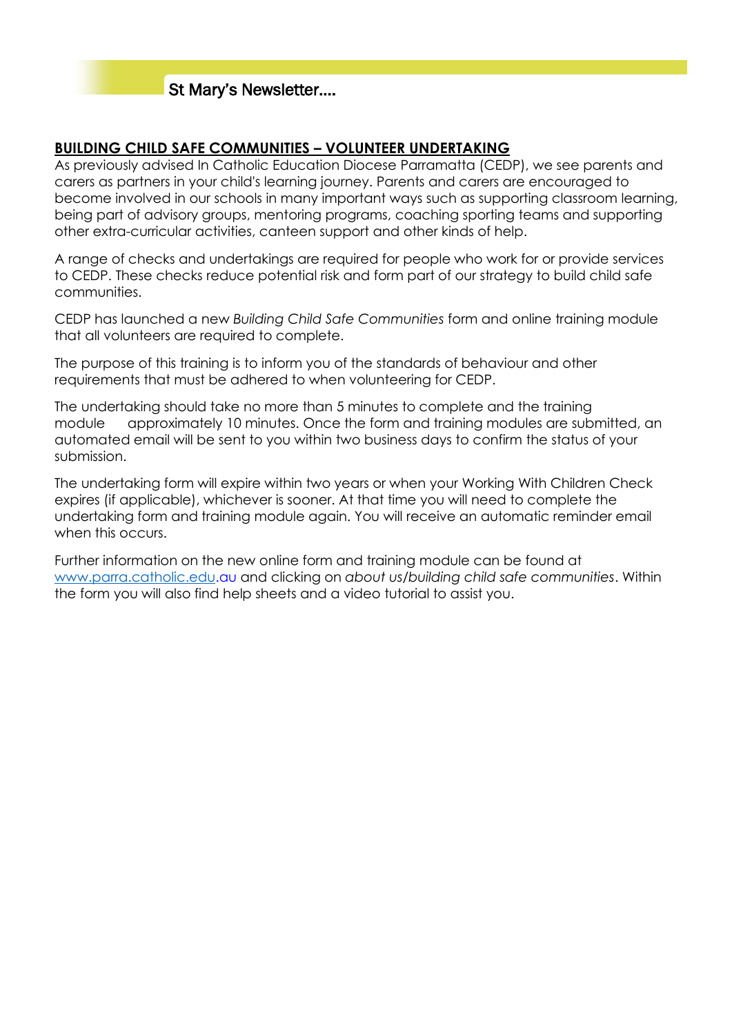## BUILDING CHILD SAFE COMMUNITIES – VOLUNTEER UNDERTAKING

As previously advised In Catholic Education Diocese Parramatta (CEDP), we see parents and carers as partners in your child's learning journey. Parents and carers are encouraged to become involved in our schools in many important ways such as supporting classroom learning, being part of advisory groups, mentoring programs, coaching sporting teams and supporting other extra-curricular activities, canteen support and other kinds of help.

A range of checks and undertakings are required for people who work for or provide services to CEDP. These checks reduce potential risk and form part of our strategy to build child safe communities.

CEDP has launched a new *Building Child Safe Communities* form and online training module that all volunteers are required to complete.

The purpose of this training is to inform you of the standards of behaviour and other requirements that must be adhered to when volunteering for CEDP.

The undertaking should take no more than 5 minutes to complete and the training module approximately 10 minutes. Once the form and training modules are submitted, an automated email will be sent to you within two business days to confirm the status of your submission.

The undertaking form will expire within two years or when your Working With Children Check expires (if applicable), whichever is sooner. At that time you will need to complete the undertaking form and training module again. You will receive an automatic reminder email when this occurs.

Further information on the new online form and training module can be found at www.parra.catholic.edu.au and clicking on *about us/building child safe communities*. Within the form you will also find help sheets and a video tutorial to assist you.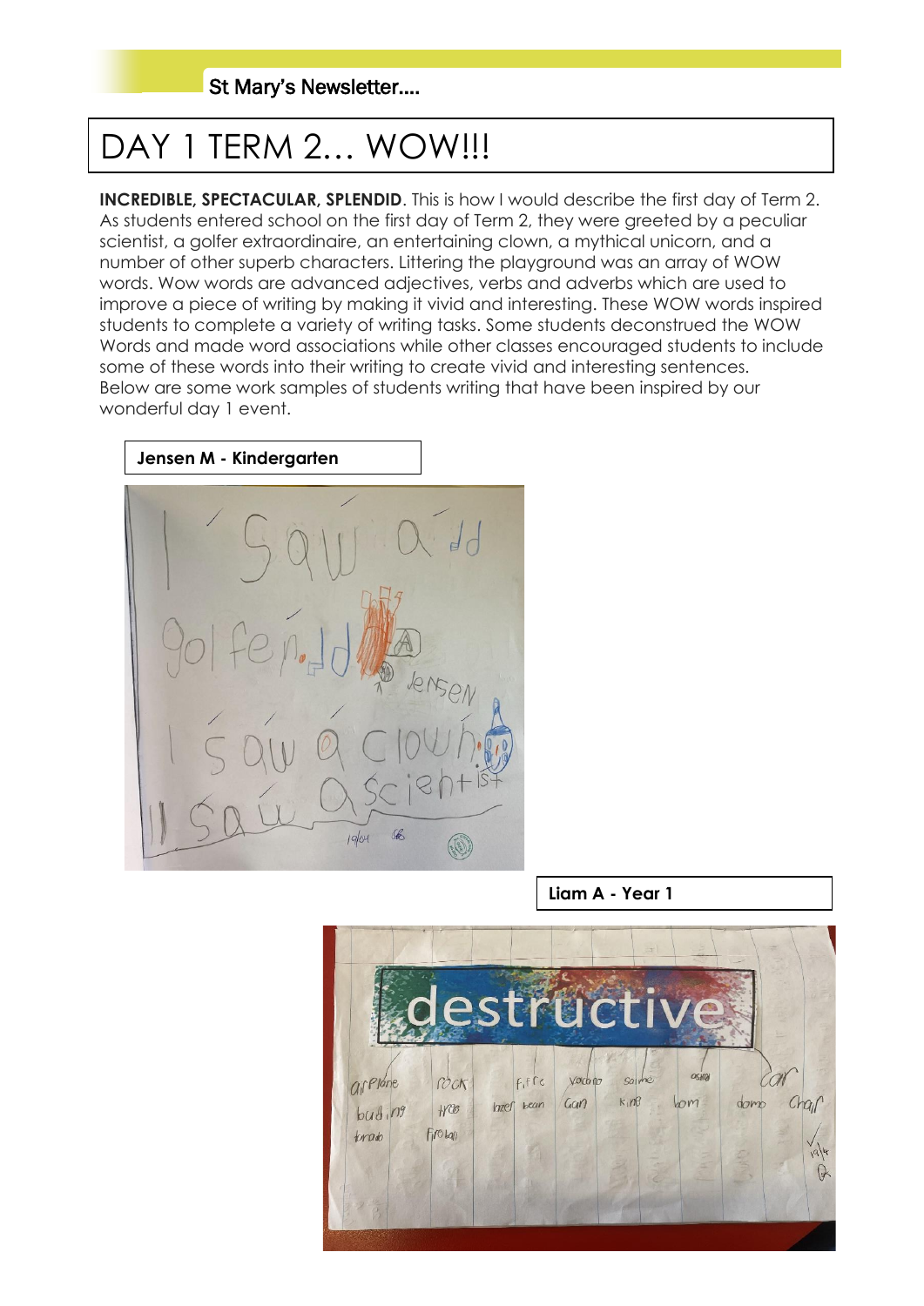# DAY 1 TERM 2… WOW!!!

**INCREDIBLE, SPECTACULAR, SPLENDID**. This is how I would describe the first day of Term 2. As students entered school on the first day of Term 2, they were greeted by a peculiar scientist, a golfer extraordinaire, an entertaining clown, a mythical unicorn, and a number of other superb characters. Littering the playground was an array of WOW words. Wow words are advanced adjectives, verbs and adverbs which are used to improve a piece of writing by making it vivid and interesting. These WOW words inspired students to complete a variety of writing tasks. Some students deconstrued the WOW Words and made word associations while other classes encouraged students to include some of these words into their writing to create vivid and interesting sentences. Below are some work samples of students writing that have been inspired by our wonderful day 1 event.

**Jensen M - Kindergarten**

**Liam A - Year 1**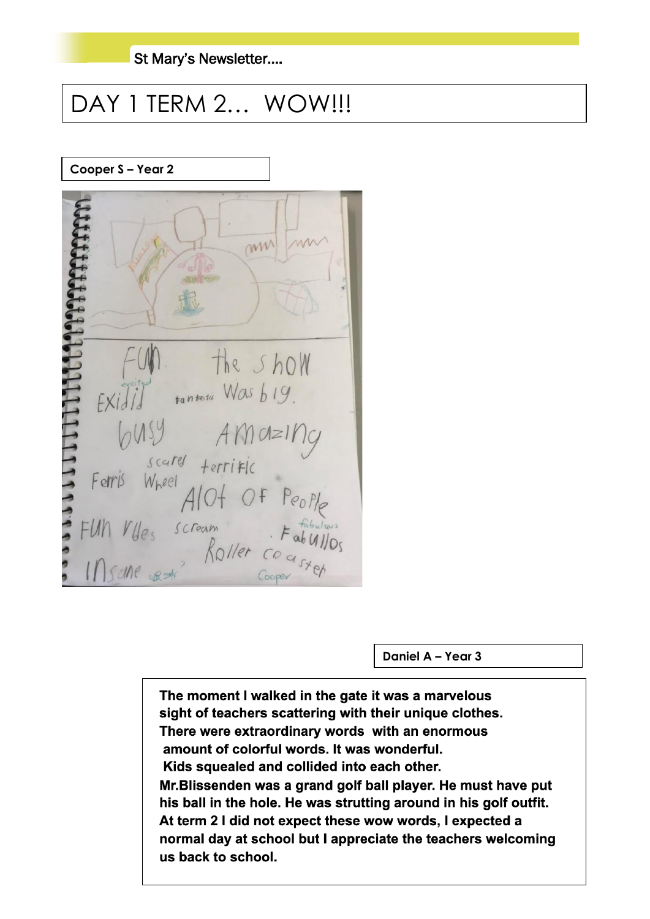# DAY 1 TERM 2… WOW!!!

**Cooper S – Year 2**

**Daniel A – Year 3**

**The moment I walked in the gate it was a marvelous sight of teachers scattering with their unique clothes. There were extraordinary words with an enormous amount of colorful words. It was wonderful. Kids squealed and collided into each other. Mr.Blissenden was a grand golf ball player. He must have put his ball in the hole. He was strutting around in his golf outfit. At term 2 I did not expect these wow words, I expected a normal day at school but I appreciate the teachers welcoming us back to school.**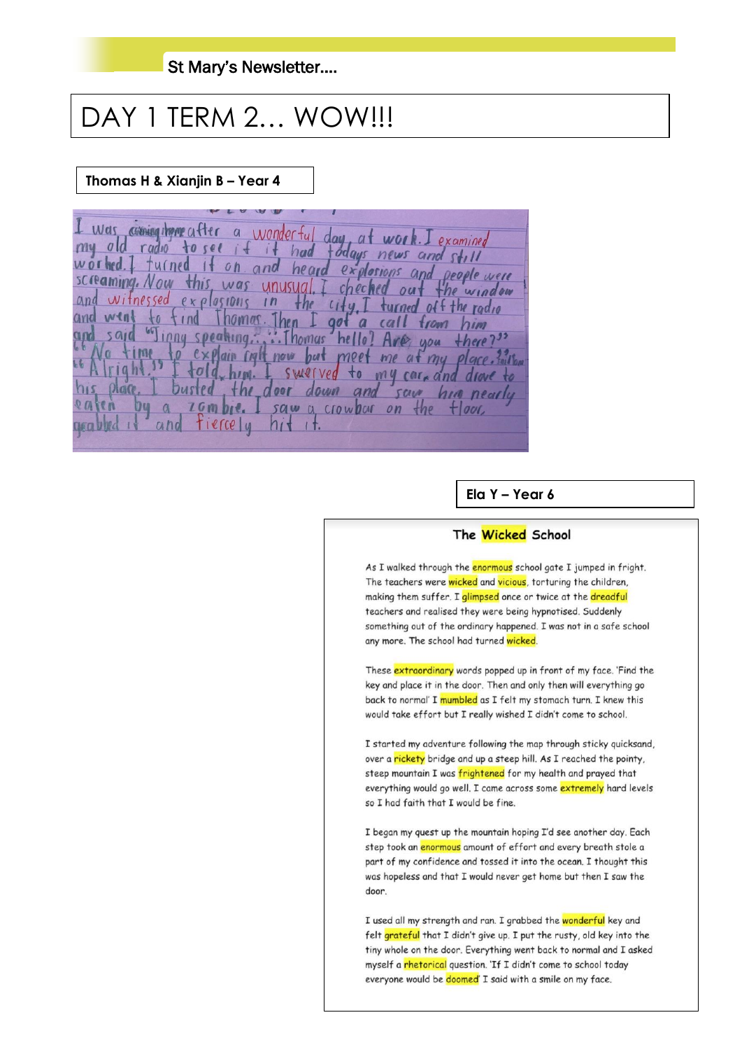St Mary's Newsletter....

# DAY 1 TERM 2… WOW!!!

**Thomas H & Xianjin B – Year 4**

I was coming home after a wonderful day at work. I examined my old radio to see if it had todays news and still worked. I turned it on and heard explosions and people were screaming. Now this was unusual. I checked out the window and witnessed explosions in the city. I turned off the radio and went to find Thomas. Then I got a call from him and said "Jinny speaking..." Thomas "hello? Are you there?" "No time to explain right now but meet me at my place." said Thomas "Alright." I told him. I swerved to my car, and drove to his place. I busted the door down and saw him nearly eaten by a zombie. I saw a crowbar on the floor, grabbed it and fiercely hit it.

**Ela Y – Year 6**

## The Wicked School

As I walked through the enormous school gate I jumped in fright. The teachers were wicked and vicious, torturing the children, making them suffer. I glimpsed once or twice at the dreadful teachers and realised they were being hypnotised. Suddenly something out of the ordinary happened. I was not in a safe school any more. The school had turned wicked.

These extraordinary words popped up in front of my face. 'Find the key and place it in the door. Then and only then will everything go back to normal' I mumbled as I felt my stomach turn. I knew this would take effort but I really wished I didn't come to school.

I started my adventure following the map through sticky quicksand, over a rickety bridge and up a steep hill. As I reached the pointy, steep mountain I was frightened for my health and prayed that everything would go well. I came across some extremely hard levels so I had faith that I would be fine.

I began my quest up the mountain hoping I'd see another day. Each step took an enormous amount of effort and every breath stole a part of my confidence and tossed it into the ocean. I thought this was hopeless and that I would never get home but then I saw the door.

I used all my strength and ran. I grabbed the wonderful key and felt grateful that I didn't give up. I put the rusty, old key into the tiny whole on the door. Everything went back to normal and I asked myself a rhetorical question. 'If I didn't come to school today everyone would be doomed' I said with a smile on my face.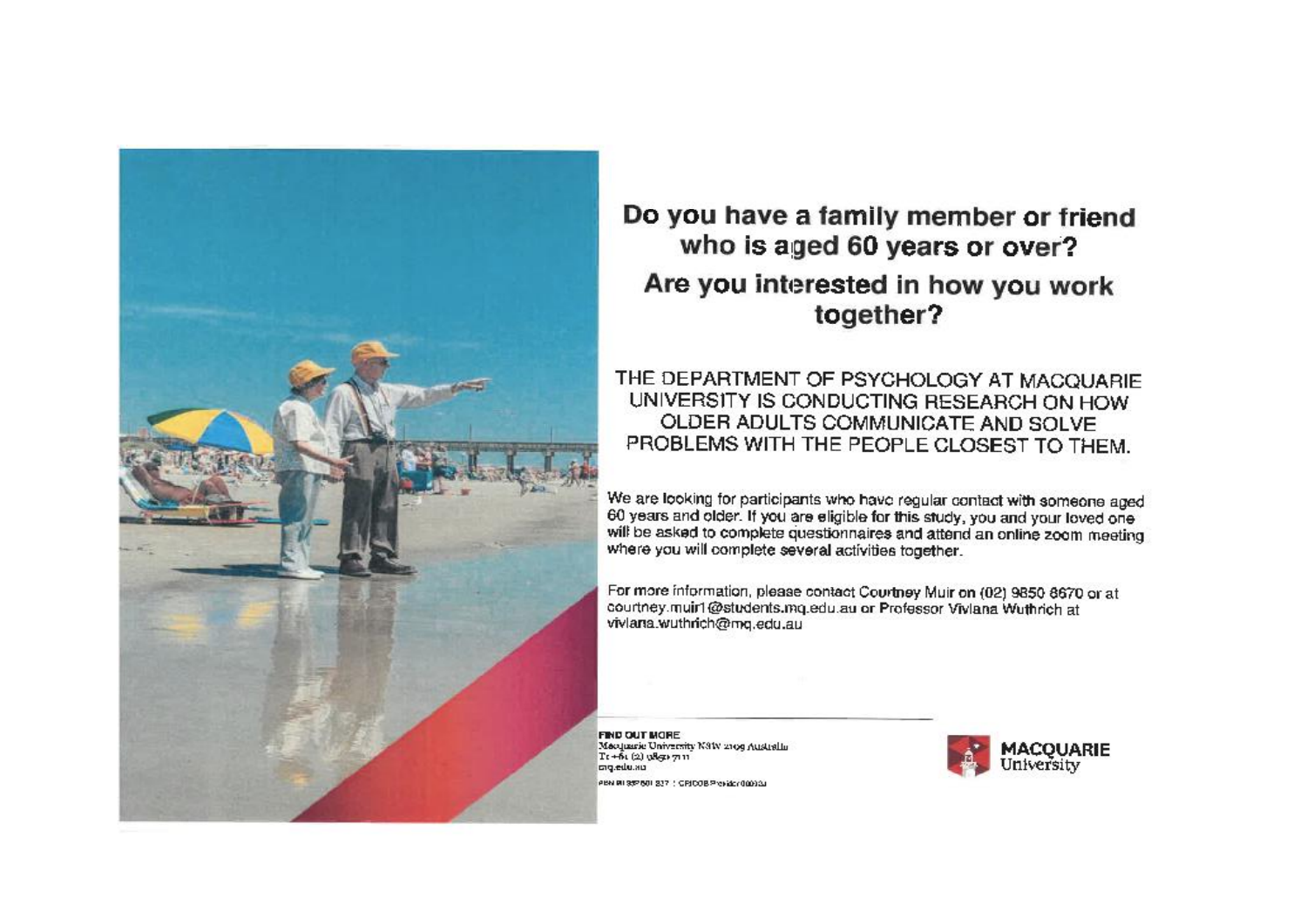## Do you have a family member or friend who is aged 60 years or over?

## Are you interested in how you work together?

THE DEPARTMENT OF PSYCHOLOGY AT MACQUARIE UNIVERSITY IS CONDUCTING RESEARCH ON HOW OLDER ADULTS COMMUNICATE AND SOLVE PROBLEMS WITH THE PEOPLE CLOSEST TO THEM.

We are looking for participants who have regular contact with someone aged 60 years and older. If you are eligible for this study, you and your loved one will be asked to complete questionnaires and attend an online zoom meeting where you will complete several activities together.

For more information, please contact Courtney Muir on (02) 9850 8670 or at courtney.muir1@students.mq.edu.au or Professor Viviana Wuthrich at viviana.wuthrich@mq.edu.au

**FIND OUT MORE**
Macquarie University NSW 2109 Australia
T: +61 (2) 9850 7111
mq.edu.au

ABN 90 952 801 237 | CRICOS Provider 00002J

MACQUARIE University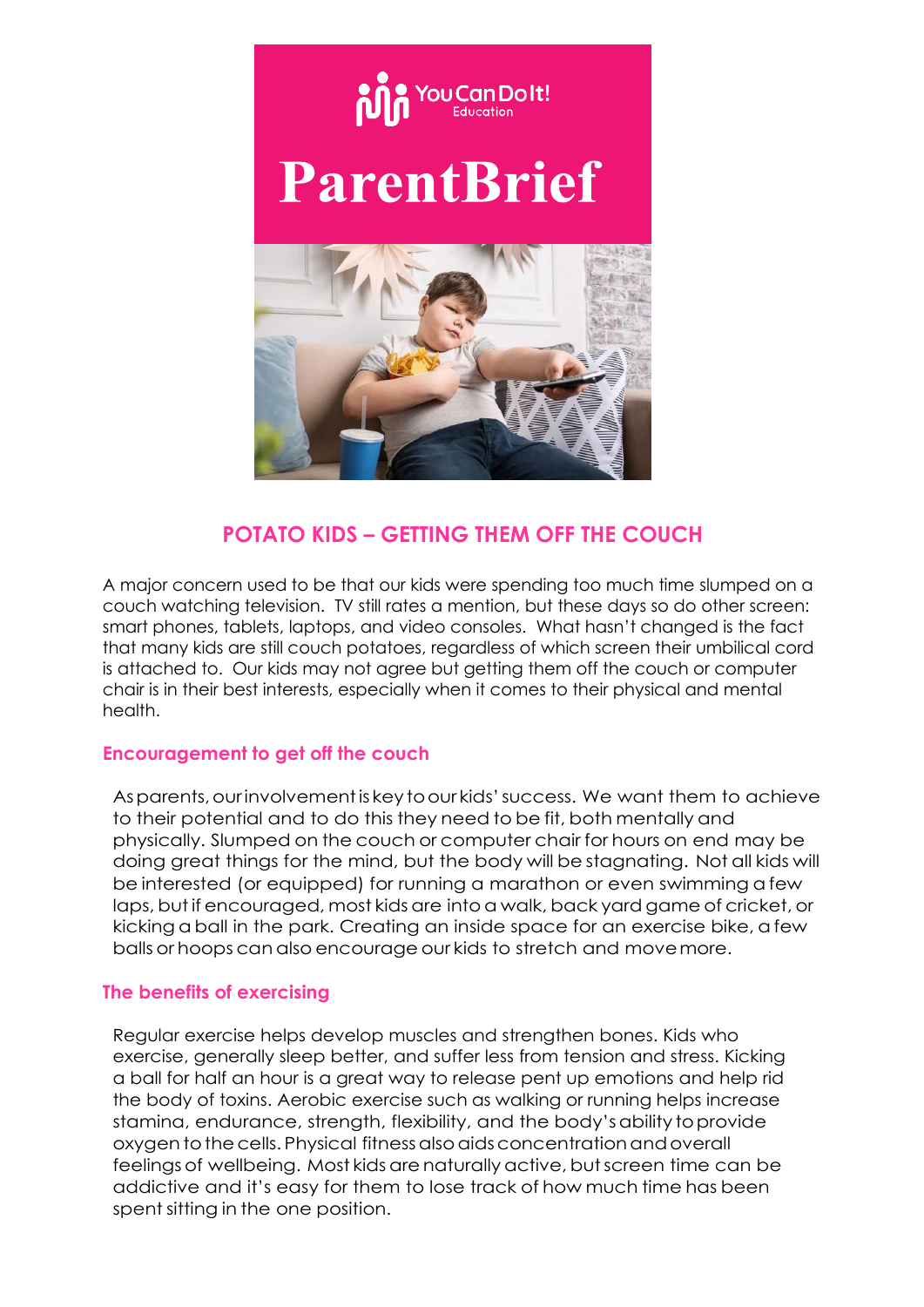You Can Do It! Education

# ParentBrief

## POTATO KIDS – GETTING THEM OFF THE COUCH

A major concern used to be that our kids were spending too much time slumped on a couch watching television. TV still rates a mention, but these days so do other screen: smart phones, tablets, laptops, and video consoles. What hasn't changed is the fact that many kids are still couch potatoes, regardless of which screen their umbilical cord is attached to. Our kids may not agree but getting them off the couch or computer chair is in their best interests, especially when it comes to their physical and mental health.

### Encouragement to get off the couch

As parents, our involvement is key to our kids' success. We want them to achieve to their potential and to do this they need to be fit, both mentally and physically. Slumped on the couch or computer chair for hours on end may be doing great things for the mind, but the body will be stagnating. Not all kids will be interested (or equipped) for running a marathon or even swimming a few laps, but if encouraged, most kids are into a walk, back yard game of cricket, or kicking a ball in the park. Creating an inside space for an exercise bike, a few balls or hoops can also encourage our kids to stretch and move more.

### The benefits of exercising

Regular exercise helps develop muscles and strengthen bones. Kids who exercise, generally sleep better, and suffer less from tension and stress. Kicking a ball for half an hour is a great way to release pent up emotions and help rid the body of toxins. Aerobic exercise such as walking or running helps increase stamina, endurance, strength, flexibility, and the body's ability to provide oxygen to the cells. Physical fitness also aids concentration and overall feelings of wellbeing. Most kids are naturally active, but screen time can be addictive and it's easy for them to lose track of how much time has been spent sitting in the one position.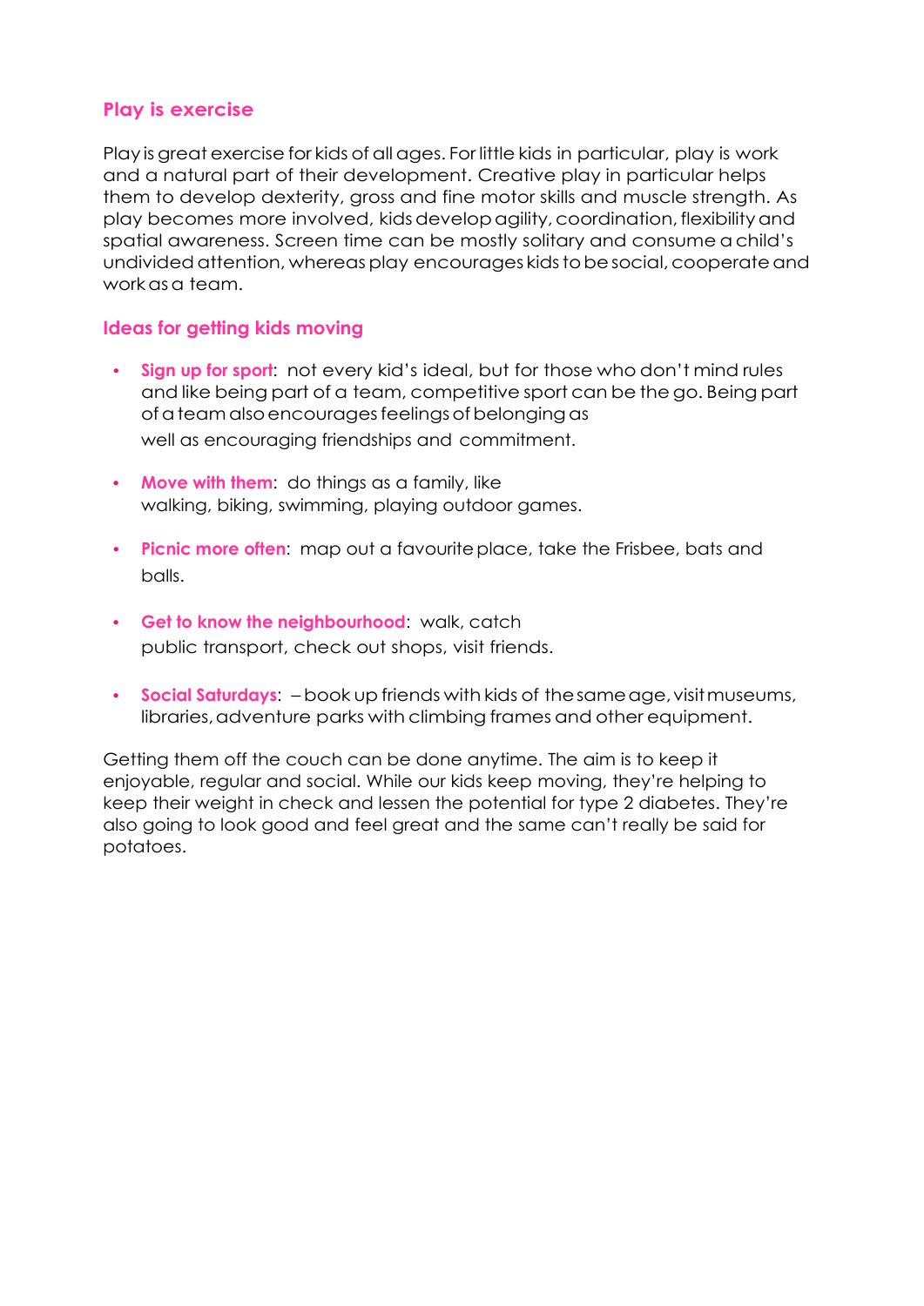## Play is exercise

Play is great exercise for kids of all ages. For little kids in particular, play is work and a natural part of their development. Creative play in particular helps them to develop dexterity, gross and fine motor skills and muscle strength. As play becomes more involved, kids develop agility, coordination, flexibility and spatial awareness. Screen time can be mostly solitary and consume a child's undivided attention, whereas play encourages kids to be social, cooperate and work as a team.

## Ideas for getting kids moving

- **Sign up for sport**: not every kid's ideal, but for those who don't mind rules and like being part of a team, competitive sport can be the go. Being part of a team also encourages feelings of belonging as well as encouraging friendships and commitment.
- **Move with them**: do things as a family, like walking, biking, swimming, playing outdoor games.
- **Picnic more often**: map out a favourite place, take the Frisbee, bats and balls.
- **Get to know the neighbourhood**: walk, catch public transport, check out shops, visit friends.
- **Social Saturdays**: – book up friends with kids of the same age, visit museums, libraries, adventure parks with climbing frames and other equipment.

Getting them off the couch can be done anytime. The aim is to keep it enjoyable, regular and social. While our kids keep moving, they're helping to keep their weight in check and lessen the potential for type 2 diabetes. They're also going to look good and feel great and the same can't really be said for potatoes.